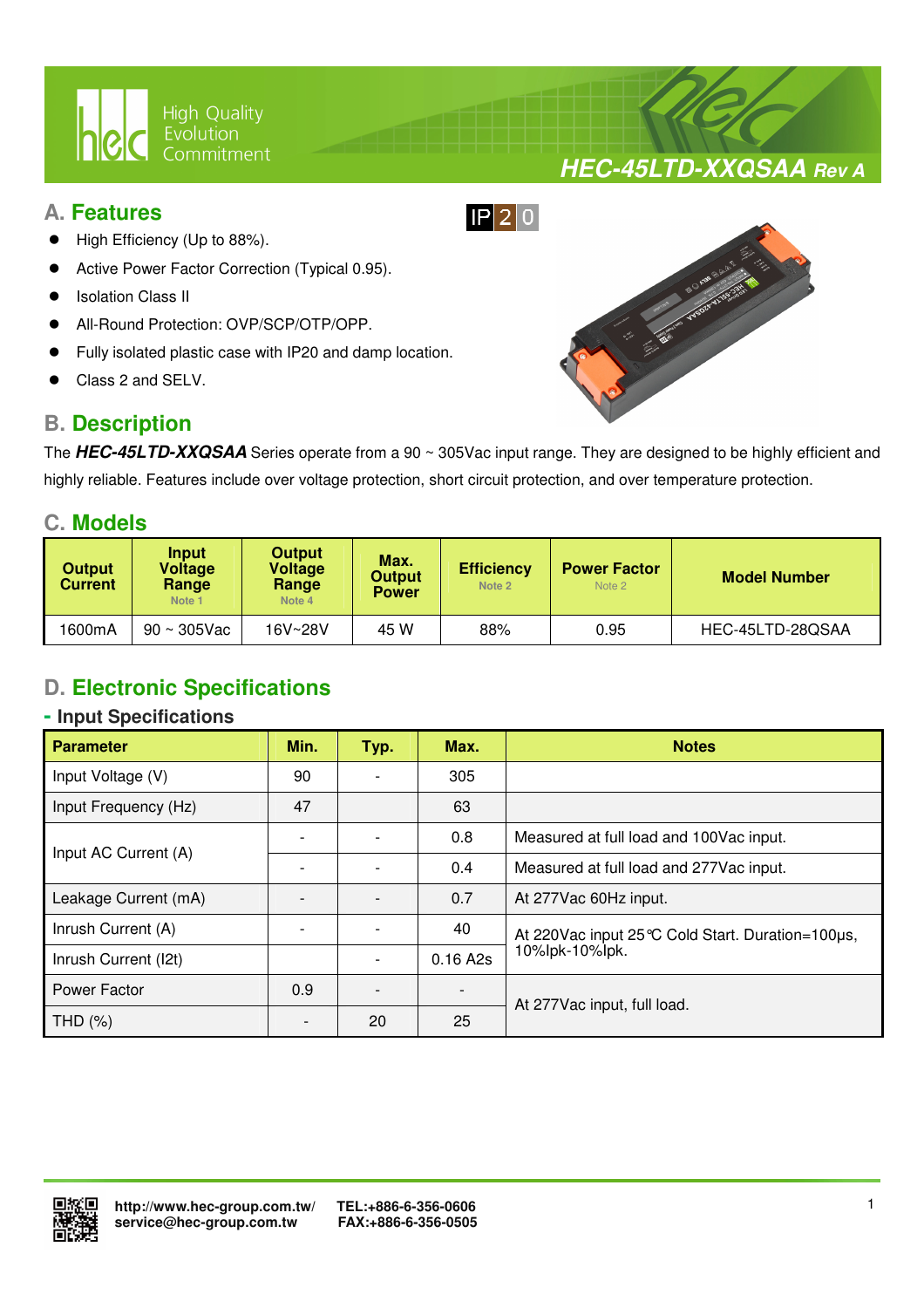# HEC-45LTD-XXQSAA Rev A

## A. Features

IP20

- High Efficiency (Up to 88%).
- Active Power Factor Correction (Typical 0.95).
- Isolation Class II
- All-Round Protection: OVP/SCP/OTP/OPP.
- Fully isolated plastic case with IP20 and damp location.
- Class 2 and SELV.

## B. Description

The ***HEC-45LTD-XXQSAA*** Series operate from a 90 ~ 305Vac input range. They are designed to be highly efficient and highly reliable. Features include over voltage protection, short circuit protection, and over temperature protection.

## C. Models

| Output Current | Input Voltage Range Note 1 | Output Voltage Range Note 4 | Max. Output Power | Efficiency Note 2 | Power Factor Note 2 | Model Number |
|---|---|---|---|---|---|---|
| 1600mA | 90 ~ 305Vac | 16V~28V | 45 W | 88% | 0.95 | HEC-45LTD-28QSAA |

## D. Electronic Specifications

### - Input Specifications

| Parameter | Min. | Typ. | Max. | Notes |
|---|---|---|---|---|
| Input Voltage (V) | 90 | - | 305 | |
| Input Frequency (Hz) | 47 | | 63 | |
| Input AC Current (A) | - | - | 0.8 | Measured at full load and 100Vac input. |
| | - | - | 0.4 | Measured at full load and 277Vac input. |
| Leakage Current (mA) | - | - | 0.7 | At 277Vac 60Hz input. |
| Inrush Current (A) | - | - | 40 | At 220Vac input 25℃ Cold Start. Duration=100μs, 10%Ipk-10%Ipk. |
| Inrush Current (I2t) | | - | 0.16 A2s | |
| Power Factor | 0.9 | - | - | At 277Vac input, full load. |
| THD (%) | - | 20 | 25 | |

http://www.hec-group.com.tw/
service@hec-group.com.tw

TEL:+886-6-356-0606
FAX:+886-6-356-0505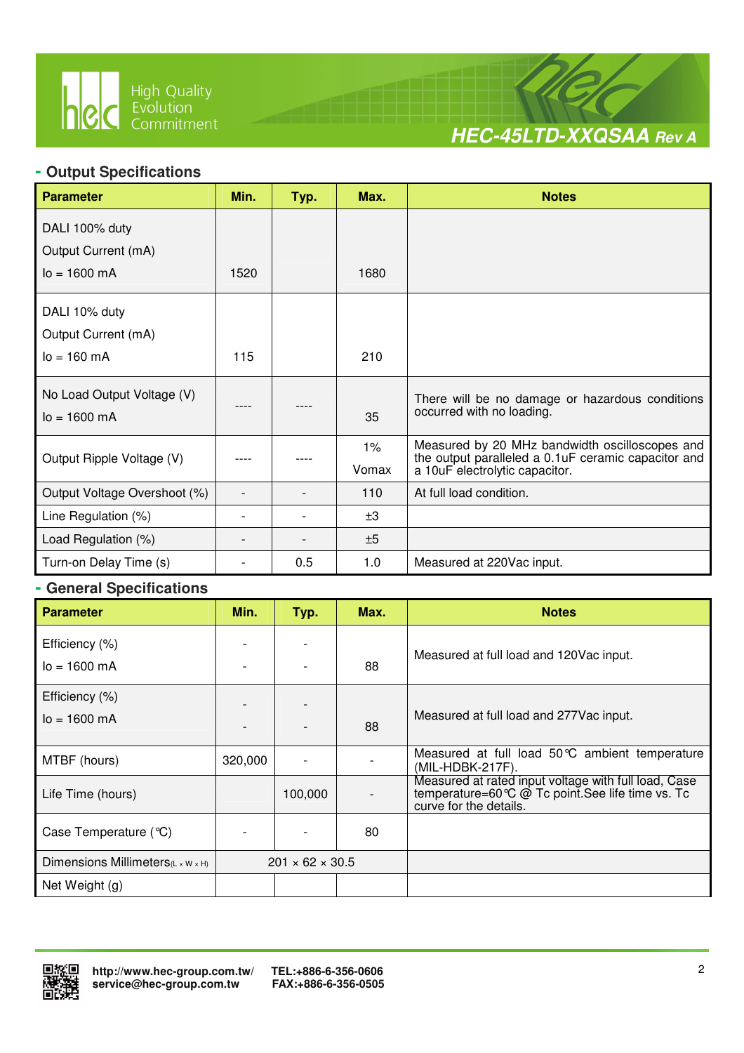## - Output Specifications

| Parameter | Min. | Typ. | Max. | Notes |
|---|---|---|---|---|
| DALI 100% duty<br>Output Current (mA)<br>Io = 1600 mA | 1520 | | 1680 | |
| DALI 10% duty<br>Output Current (mA)<br>Io = 160 mA | 115 | | 210 | |
| No Load Output Voltage (V)<br>Io = 1600 mA | ---- | ---- | 35 | There will be no damage or hazardous conditions occurred with no loading. |
| Output Ripple Voltage (V) | ---- | ---- | 1%<br>Vomax | Measured by 20 MHz bandwidth oscilloscopes and the output paralleled a 0.1uF ceramic capacitor and a 10uF electrolytic capacitor. |
| Output Voltage Overshoot (%) | - | - | 110 | At full load condition. |
| Line Regulation (%) | - | - | ±3 | |
| Load Regulation (%) | - | - | ±5 | |
| Turn-on Delay Time (s) | - | 0.5 | 1.0 | Measured at 220Vac input. |

## - General Specifications

| Parameter | Min. | Typ. | Max. | Notes |
|---|---|---|---|---|
| Efficiency (%)<br>Io = 1600 mA | -<br>- | -<br>- | 88 | Measured at full load and 120Vac input. |
| Efficiency (%)<br>Io = 1600 mA | -<br>- | -<br>- | 88 | Measured at full load and 277Vac input. |
| MTBF (hours) | 320,000 | - | - | Measured at full load 50℃ ambient temperature (MIL-HDBK-217F). |
| Life Time (hours) | | 100,000 | - | Measured at rated input voltage with full load, Case temperature=60℃ @ Tc point.See life time vs. Tc curve for the details. |
| Case Temperature (℃) | - | - | 80 | |
| Dimensions Millimeters(L × W × H) | 201 × 62 × 30.5 | | | |
| Net Weight (g) | | | | |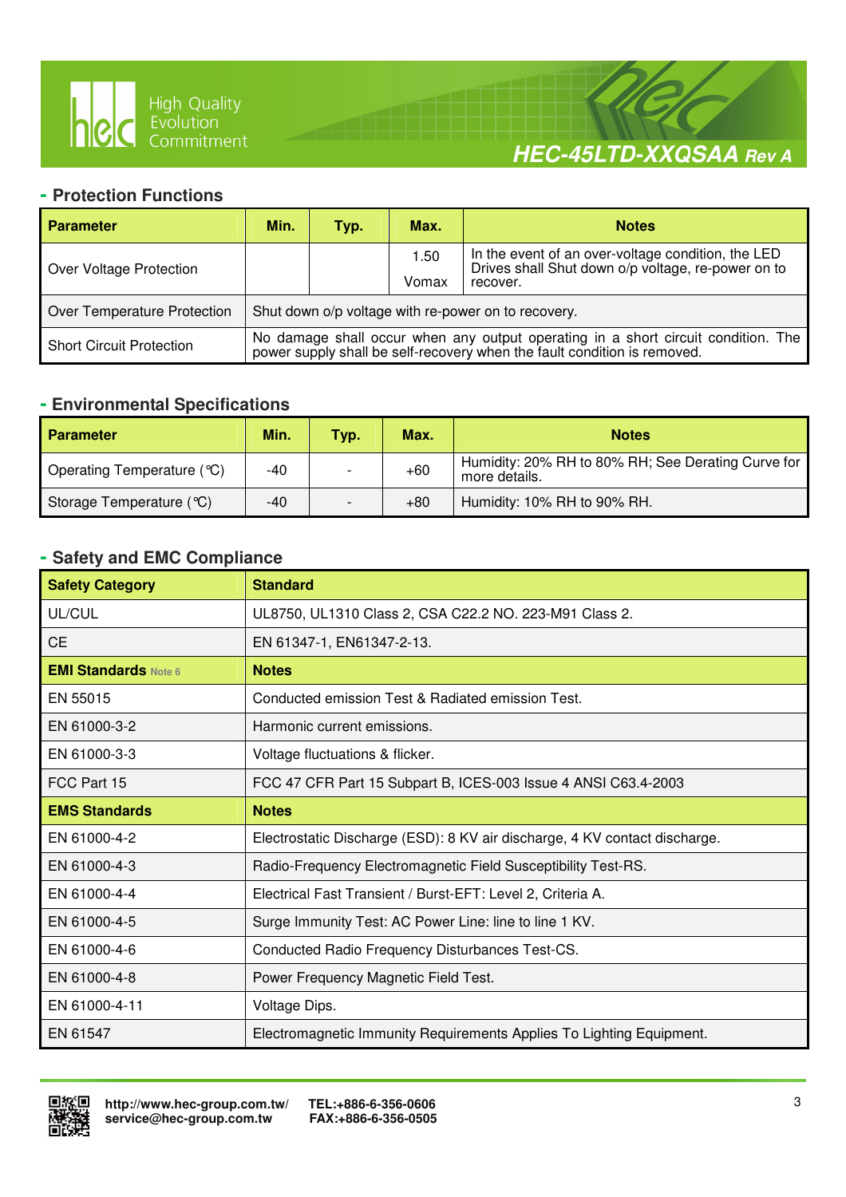## - Protection Functions

| Parameter | Min. | Typ. | Max. | Notes |
|---|---|---|---|---|
| Over Voltage Protection | | | 1.50 Vomax | In the event of an over-voltage condition, the LED Drives shall Shut down o/p voltage, re-power on to recover. |
| Over Temperature Protection | Shut down o/p voltage with re-power on to recovery. | | | |
| Short Circuit Protection | No damage shall occur when any output operating in a short circuit condition. The power supply shall be self-recovery when the fault condition is removed. | | | |

## - Environmental Specifications

| Parameter | Min. | Typ. | Max. | Notes |
|---|---|---|---|---|
| Operating Temperature (℃) | -40 | - | +60 | Humidity: 20% RH to 80% RH; See Derating Curve for more details. |
| Storage Temperature (℃) | -40 | - | +80 | Humidity: 10% RH to 90% RH. |

## - Safety and EMC Compliance

| Safety Category | Standard |
|---|---|
| UL/CUL | UL8750, UL1310 Class 2, CSA C22.2 NO. 223-M91 Class 2. |
| CE | EN 61347-1, EN61347-2-13. |
| **EMI Standards** Note 6 | **Notes** |
| EN 55015 | Conducted emission Test & Radiated emission Test. |
| EN 61000-3-2 | Harmonic current emissions. |
| EN 61000-3-3 | Voltage fluctuations & flicker. |
| FCC Part 15 | FCC 47 CFR Part 15 Subpart B, ICES-003 Issue 4 ANSI C63.4-2003 |
| **EMS Standards** | **Notes** |
| EN 61000-4-2 | Electrostatic Discharge (ESD): 8 KV air discharge, 4 KV contact discharge. |
| EN 61000-4-3 | Radio-Frequency Electromagnetic Field Susceptibility Test-RS. |
| EN 61000-4-4 | Electrical Fast Transient / Burst-EFT: Level 2, Criteria A. |
| EN 61000-4-5 | Surge Immunity Test: AC Power Line: line to line 1 KV. |
| EN 61000-4-6 | Conducted Radio Frequency Disturbances Test-CS. |
| EN 61000-4-8 | Power Frequency Magnetic Field Test. |
| EN 61000-4-11 | Voltage Dips. |
| EN 61547 | Electromagnetic Immunity Requirements Applies To Lighting Equipment. |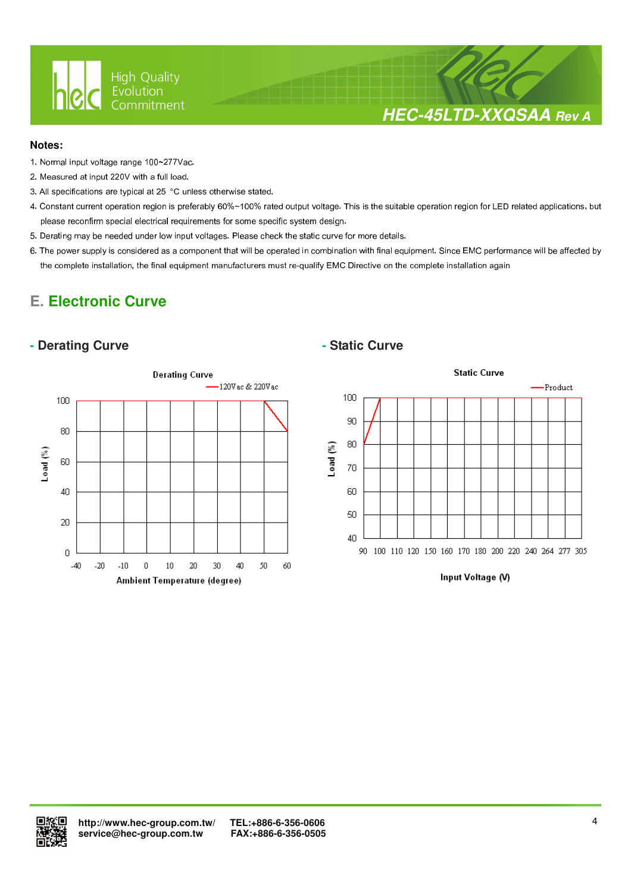## Notes:

1. Normal input voltage range 100~277Vac.
2. Measured at input 220V with a full load.
3. All specifications are typical at 25 °C unless otherwise stated.
4. Constant current operation region is preferably 60%~100% rated output voltage. This is the suitable operation region for LED related applications, but please reconfirm special electrical requirements for some specific system design.
5. Derating may be needed under low input voltages. Please check the static curve for more details.
6. The power supply is considered as a component that will be operated in combination with final equipment. Since EMC performance will be affected by the complete installation, the final equipment manufacturers must re-qualify EMC Directive on the complete installation again

## E. Electronic Curve

### - Derating Curve

Derating Curve

— 120Vac & 220Vac

Load (%): 0, 20, 40, 60, 80, 100

Ambient Temperature (degree): -40, -20, -10, 0, 10, 20, 30, 40, 50, 60

### - Static Curve

Static Curve

— Product

Load (%): 40, 50, 60, 70, 80, 90, 100

Input Voltage (V): 90, 100, 110, 120, 150, 160, 170, 180, 200, 220, 240, 264, 277, 305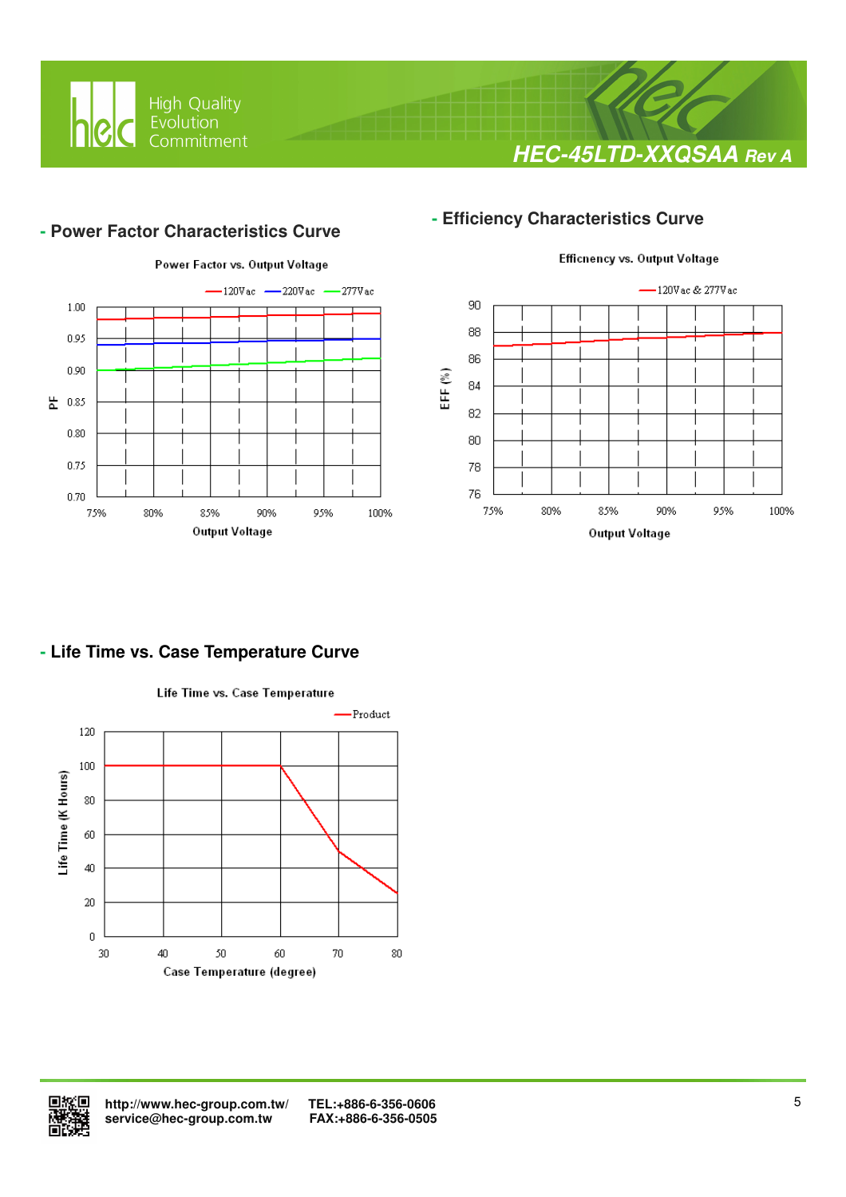## - Power Factor Characteristics Curve

Power Factor vs. Output Voltage

120Vac, 220Vac, 277Vac

PF: 0.70, 0.75, 0.80, 0.85, 0.90, 0.95, 1.00

Output Voltage: 75%, 80%, 85%, 90%, 95%, 100%

## - Efficiency Characteristics Curve

Efficnency vs. Output Voltage

120Vac & 277Vac

EFF (%): 76, 78, 80, 82, 84, 86, 88, 90

Output Voltage: 75%, 80%, 85%, 90%, 95%, 100%

## - Life Time vs. Case Temperature Curve

Life Time vs. Case Temperature

Product

Life Time (K Hours): 0, 20, 40, 60, 80, 100, 120

Case Temperature (degree): 30, 40, 50, 60, 70, 80

http://www.hec-group.com.tw/
service@hec-group.com.tw

TEL:+886-6-356-0606
FAX:+886-6-356-0505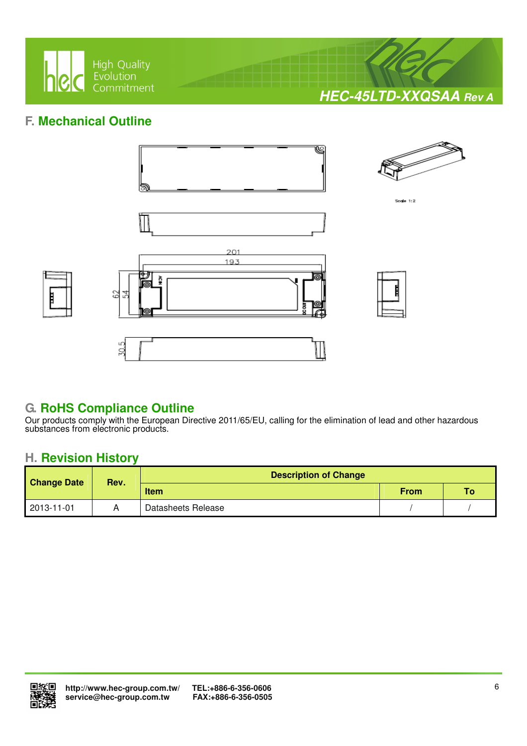## F. Mechanical Outline

Scale 1:2

201

193

62

54

30.5

## G. RoHS Compliance Outline

Our products comply with the European Directive 2011/65/EU, calling for the elimination of lead and other hazardous substances from electronic products.

## H. Revision History

| Change Date | Rev. | Description of Change | | |
|---|---|---|---|---|
| | | Item | From | To |
| 2013-11-01 | A | Datasheets Release | / | / |

http://www.hec-group.com.tw/
service@hec-group.com.tw

TEL:+886-6-356-0606
FAX:+886-6-356-0505